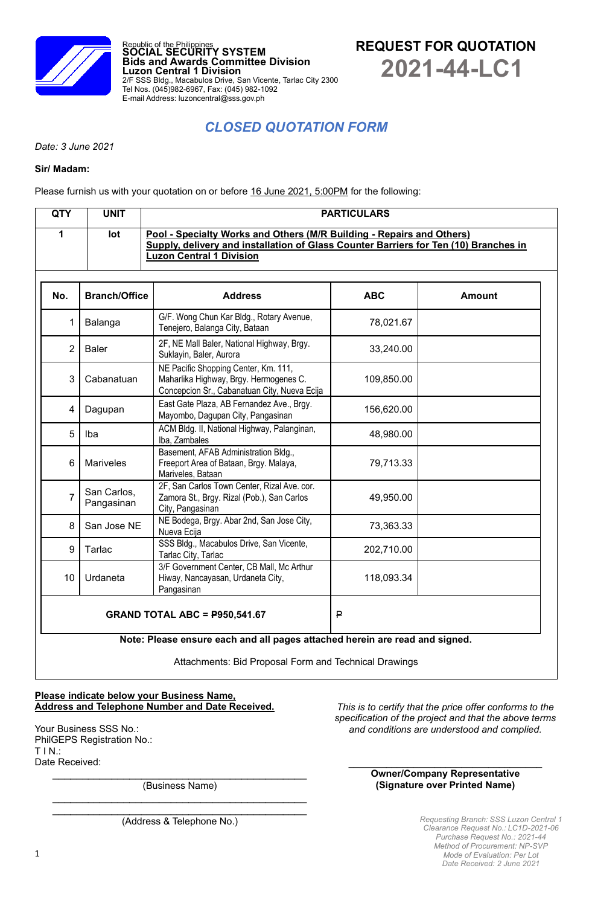Republic of the Philippines
**SOCIAL SECURITY SYSTEM**
**Bids and Awards Committee Division**
**Luzon Central 1 Division**
2/F SSS Bldg., Macabulos Drive, San Vicente, Tarlac City 2300
Tel Nos. (045)982-6967, Fax: (045) 982-1092
E-mail Address: luzoncentral@sss.gov.ph

# REQUEST FOR QUOTATION
# 2021-44-LC1

## *CLOSED QUOTATION FORM*

*Date: 3 June 2021*

**Sir/ Madam:**

Please furnish us with your quotation on or before 16 June 2021, 5:00PM for the following:

| QTY | UNIT | PARTICULARS |
|---|---|---|
| 1 | lot | **Pool - Specialty Works and Others (M/R Building - Repairs and Others) Supply, delivery and installation of Glass Counter Barriers for Ten (10) Branches in Luzon Central 1 Division** |

| No. | Branch/Office | Address | ABC | Amount |
|---|---|---|---|---|
| 1 | Balanga | G/F. Wong Chun Kar Bldg., Rotary Avenue, Tenejero, Balanga City, Bataan | 78,021.67 | |
| 2 | Baler | 2F, NE Mall Baler, National Highway, Brgy. Suklayin, Baler, Aurora | 33,240.00 | |
| 3 | Cabanatuan | NE Pacific Shopping Center, Km. 111, Maharlika Highway, Brgy. Hermogenes C. Concepcion Sr., Cabanatuan City, Nueva Ecija | 109,850.00 | |
| 4 | Dagupan | East Gate Plaza, AB Fernandez Ave., Brgy. Mayombo, Dagupan City, Pangasinan | 156,620.00 | |
| 5 | Iba | ACM Bldg. II, National Highway, Palanginan, Iba, Zambales | 48,980.00 | |
| 6 | Mariveles | Basement, AFAB Administration Bldg., Freeport Area of Bataan, Brgy. Malaya, Mariveles, Bataan | 79,713.33 | |
| 7 | San Carlos, Pangasinan | 2F, San Carlos Town Center, Rizal Ave. cor. Zamora St., Brgy. Rizal (Pob.), San Carlos City, Pangasinan | 49,950.00 | |
| 8 | San Jose NE | NE Bodega, Brgy. Abar 2nd, San Jose City, Nueva Ecija | 73,363.33 | |
| 9 | Tarlac | SSS Bldg., Macabulos Drive, San Vicente, Tarlac City, Tarlac | 202,710.00 | |
| 10 | Urdaneta | 3/F Government Center, CB Mall, Mc Arthur Hiway, Nancayasan, Urdaneta City, Pangasinan | 118,093.34 | |
| **GRAND TOTAL ABC = ₱950,541.67** | | | ₱ | |

**Note: Please ensure each and all pages attached herein are read and signed.**

Attachments: Bid Proposal Form and Technical Drawings

**Please indicate below your Business Name, Address and Telephone Number and Date Received.**

Your Business SSS No.:
PhilGEPS Registration No.:
T I N.:
Date Received:

_______________________________________________
(Business Name)

_______________________________________________
_______________________________________________
(Address & Telephone No.)

*This is to certify that the price offer conforms to the specification of the project and that the above terms and conditions are understood and complied.*

_______________________________________
**Owner/Company Representative**
**(Signature over Printed Name)**

*Requesting Branch: SSS Luzon Central 1*
*Clearance Request No.: LC1D-2021-06*
*Purchase Request No.: 2021-44*
*Method of Procurement: NP-SVP*
*Mode of Evaluation: Per Lot*
*Date Received: 2 June 2021*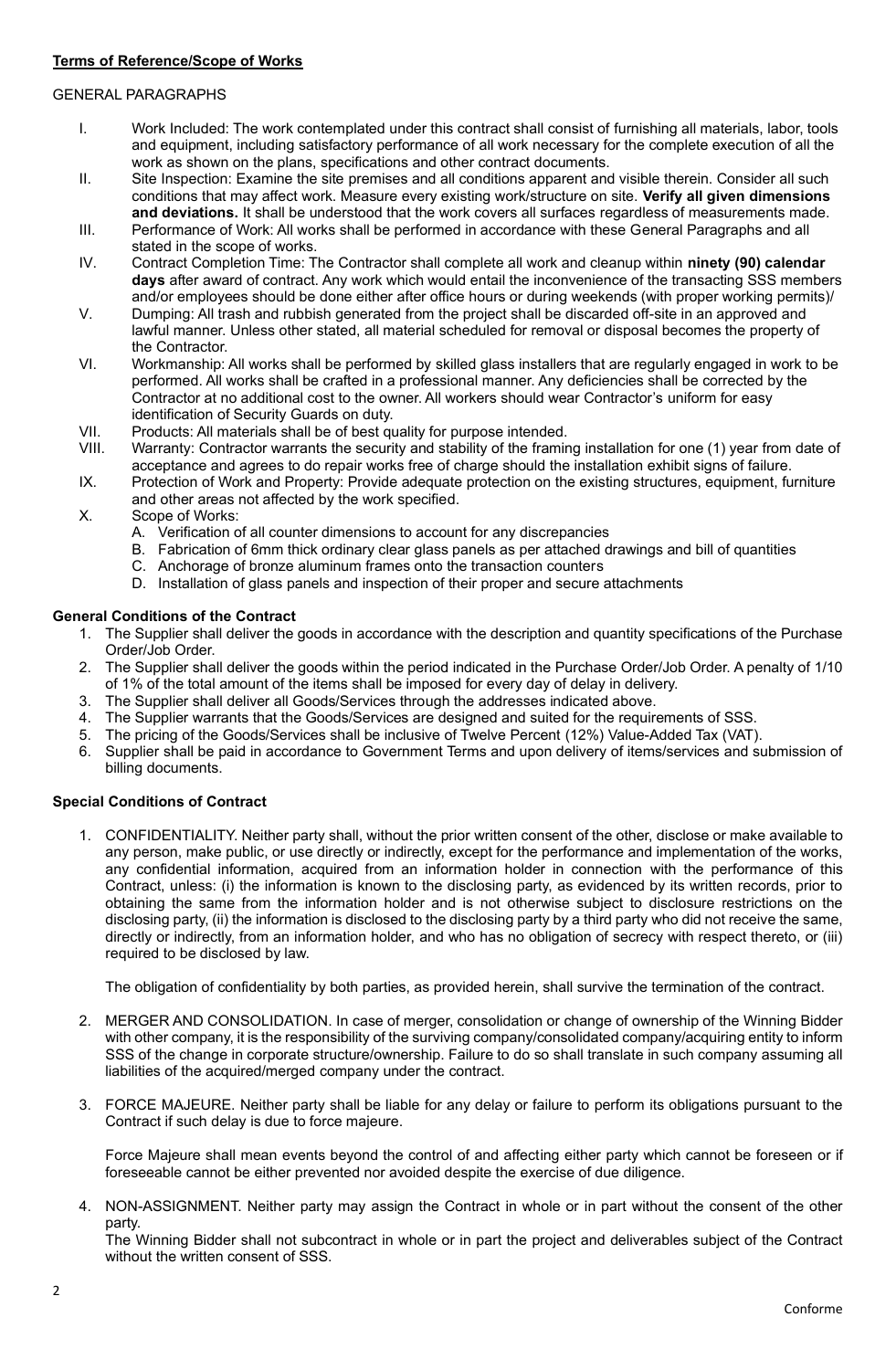**Terms of Reference/Scope of Works**

GENERAL PARAGRAPHS

I. Work Included: The work contemplated under this contract shall consist of furnishing all materials, labor, tools and equipment, including satisfactory performance of all work necessary for the complete execution of all the work as shown on the plans, specifications and other contract documents.

II. Site Inspection: Examine the site premises and all conditions apparent and visible therein. Consider all such conditions that may affect work. Measure every existing work/structure on site. **Verify all given dimensions and deviations.** It shall be understood that the work covers all surfaces regardless of measurements made.

III. Performance of Work: All works shall be performed in accordance with these General Paragraphs and all stated in the scope of works.

IV. Contract Completion Time: The Contractor shall complete all work and cleanup within **ninety (90) calendar days** after award of contract. Any work which would entail the inconvenience of the transacting SSS members and/or employees should be done either after office hours or during weekends (with proper working permits)/

V. Dumping: All trash and rubbish generated from the project shall be discarded off-site in an approved and lawful manner. Unless other stated, all material scheduled for removal or disposal becomes the property of the Contractor.

VI. Workmanship: All works shall be performed by skilled glass installers that are regularly engaged in work to be performed. All works shall be crafted in a professional manner. Any deficiencies shall be corrected by the Contractor at no additional cost to the owner. All workers should wear Contractor's uniform for easy identification of Security Guards on duty.

VII. Products: All materials shall be of best quality for purpose intended.

VIII. Warranty: Contractor warrants the security and stability of the framing installation for one (1) year from date of acceptance and agrees to do repair works free of charge should the installation exhibit signs of failure.

IX. Protection of Work and Property: Provide adequate protection on the existing structures, equipment, furniture and other areas not affected by the work specified.

X. Scope of Works:
   A. Verification of all counter dimensions to account for any discrepancies
   B. Fabrication of 6mm thick ordinary clear glass panels as per attached drawings and bill of quantities
   C. Anchorage of bronze aluminum frames onto the transaction counters
   D. Installation of glass panels and inspection of their proper and secure attachments

**General Conditions of the Contract**

1. The Supplier shall deliver the goods in accordance with the description and quantity specifications of the Purchase Order/Job Order.
2. The Supplier shall deliver the goods within the period indicated in the Purchase Order/Job Order. A penalty of 1/10 of 1% of the total amount of the items shall be imposed for every day of delay in delivery.
3. The Supplier shall deliver all Goods/Services through the addresses indicated above.
4. The Supplier warrants that the Goods/Services are designed and suited for the requirements of SSS.
5. The pricing of the Goods/Services shall be inclusive of Twelve Percent (12%) Value-Added Tax (VAT).
6. Supplier shall be paid in accordance to Government Terms and upon delivery of items/services and submission of billing documents.

**Special Conditions of Contract**

1. CONFIDENTIALITY. Neither party shall, without the prior written consent of the other, disclose or make available to any person, make public, or use directly or indirectly, except for the performance and implementation of the works, any confidential information, acquired from an information holder in connection with the performance of this Contract, unless: (i) the information is known to the disclosing party, as evidenced by its written records, prior to obtaining the same from the information holder and is not otherwise subject to disclosure restrictions on the disclosing party, (ii) the information is disclosed to the disclosing party by a third party who did not receive the same, directly or indirectly, from an information holder, and who has no obligation of secrecy with respect thereto, or (iii) required to be disclosed by law.

   The obligation of confidentiality by both parties, as provided herein, shall survive the termination of the contract.

2. MERGER AND CONSOLIDATION. In case of merger, consolidation or change of ownership of the Winning Bidder with other company, it is the responsibility of the surviving company/consolidated company/acquiring entity to inform SSS of the change in corporate structure/ownership. Failure to do so shall translate in such company assuming all liabilities of the acquired/merged company under the contract.

3. FORCE MAJEURE. Neither party shall be liable for any delay or failure to perform its obligations pursuant to the Contract if such delay is due to force majeure.

   Force Majeure shall mean events beyond the control of and affecting either party which cannot be foreseen or if foreseeable cannot be either prevented nor avoided despite the exercise of due diligence.

4. NON-ASSIGNMENT. Neither party may assign the Contract in whole or in part without the consent of the other party.
   The Winning Bidder shall not subcontract in whole or in part the project and deliverables subject of the Contract without the written consent of SSS.

Conforme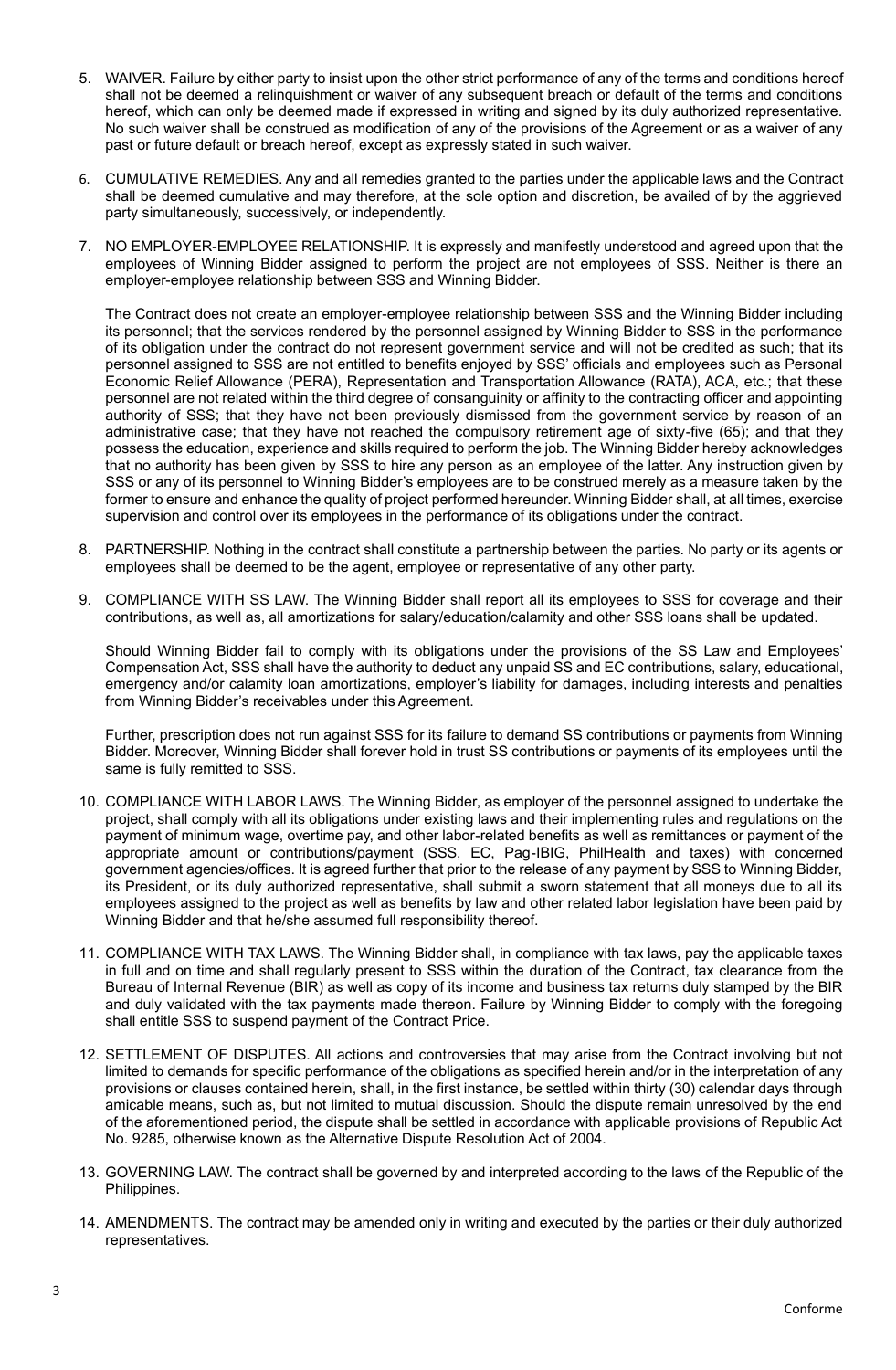5. WAIVER. Failure by either party to insist upon the other strict performance of any of the terms and conditions hereof shall not be deemed a relinquishment or waiver of any subsequent breach or default of the terms and conditions hereof, which can only be deemed made if expressed in writing and signed by its duly authorized representative. No such waiver shall be construed as modification of any of the provisions of the Agreement or as a waiver of any past or future default or breach hereof, except as expressly stated in such waiver.

6. CUMULATIVE REMEDIES. Any and all remedies granted to the parties under the applicable laws and the Contract shall be deemed cumulative and may therefore, at the sole option and discretion, be availed of by the aggrieved party simultaneously, successively, or independently.

7. NO EMPLOYER-EMPLOYEE RELATIONSHIP. It is expressly and manifestly understood and agreed upon that the employees of Winning Bidder assigned to perform the project are not employees of SSS. Neither is there an employer-employee relationship between SSS and Winning Bidder.

   The Contract does not create an employer-employee relationship between SSS and the Winning Bidder including its personnel; that the services rendered by the personnel assigned by Winning Bidder to SSS in the performance of its obligation under the contract do not represent government service and will not be credited as such; that its personnel assigned to SSS are not entitled to benefits enjoyed by SSS' officials and employees such as Personal Economic Relief Allowance (PERA), Representation and Transportation Allowance (RATA), ACA, etc.; that these personnel are not related within the third degree of consanguinity or affinity to the contracting officer and appointing authority of SSS; that they have not been previously dismissed from the government service by reason of an administrative case; that they have not reached the compulsory retirement age of sixty-five (65); and that they possess the education, experience and skills required to perform the job. The Winning Bidder hereby acknowledges that no authority has been given by SSS to hire any person as an employee of the latter. Any instruction given by SSS or any of its personnel to Winning Bidder's employees are to be construed merely as a measure taken by the former to ensure and enhance the quality of project performed hereunder. Winning Bidder shall, at all times, exercise supervision and control over its employees in the performance of its obligations under the contract.

8. PARTNERSHIP. Nothing in the contract shall constitute a partnership between the parties. No party or its agents or employees shall be deemed to be the agent, employee or representative of any other party.

9. COMPLIANCE WITH SS LAW. The Winning Bidder shall report all its employees to SSS for coverage and their contributions, as well as, all amortizations for salary/education/calamity and other SSS loans shall be updated.

   Should Winning Bidder fail to comply with its obligations under the provisions of the SS Law and Employees' Compensation Act, SSS shall have the authority to deduct any unpaid SS and EC contributions, salary, educational, emergency and/or calamity loan amortizations, employer's liability for damages, including interests and penalties from Winning Bidder's receivables under this Agreement.

   Further, prescription does not run against SSS for its failure to demand SS contributions or payments from Winning Bidder. Moreover, Winning Bidder shall forever hold in trust SS contributions or payments of its employees until the same is fully remitted to SSS.

10. COMPLIANCE WITH LABOR LAWS. The Winning Bidder, as employer of the personnel assigned to undertake the project, shall comply with all its obligations under existing laws and their implementing rules and regulations on the payment of minimum wage, overtime pay, and other labor-related benefits as well as remittances or payment of the appropriate amount or contributions/payment (SSS, EC, Pag-IBIG, PhilHealth and taxes) with concerned government agencies/offices. It is agreed further that prior to the release of any payment by SSS to Winning Bidder, its President, or its duly authorized representative, shall submit a sworn statement that all moneys due to all its employees assigned to the project as well as benefits by law and other related labor legislation have been paid by Winning Bidder and that he/she assumed full responsibility thereof.

11. COMPLIANCE WITH TAX LAWS. The Winning Bidder shall, in compliance with tax laws, pay the applicable taxes in full and on time and shall regularly present to SSS within the duration of the Contract, tax clearance from the Bureau of Internal Revenue (BIR) as well as copy of its income and business tax returns duly stamped by the BIR and duly validated with the tax payments made thereon. Failure by Winning Bidder to comply with the foregoing shall entitle SSS to suspend payment of the Contract Price.

12. SETTLEMENT OF DISPUTES. All actions and controversies that may arise from the Contract involving but not limited to demands for specific performance of the obligations as specified herein and/or in the interpretation of any provisions or clauses contained herein, shall, in the first instance, be settled within thirty (30) calendar days through amicable means, such as, but not limited to mutual discussion. Should the dispute remain unresolved by the end of the aforementioned period, the dispute shall be settled in accordance with applicable provisions of Republic Act No. 9285, otherwise known as the Alternative Dispute Resolution Act of 2004.

13. GOVERNING LAW. The contract shall be governed by and interpreted according to the laws of the Republic of the Philippines.

14. AMENDMENTS. The contract may be amended only in writing and executed by the parties or their duly authorized representatives.

Conforme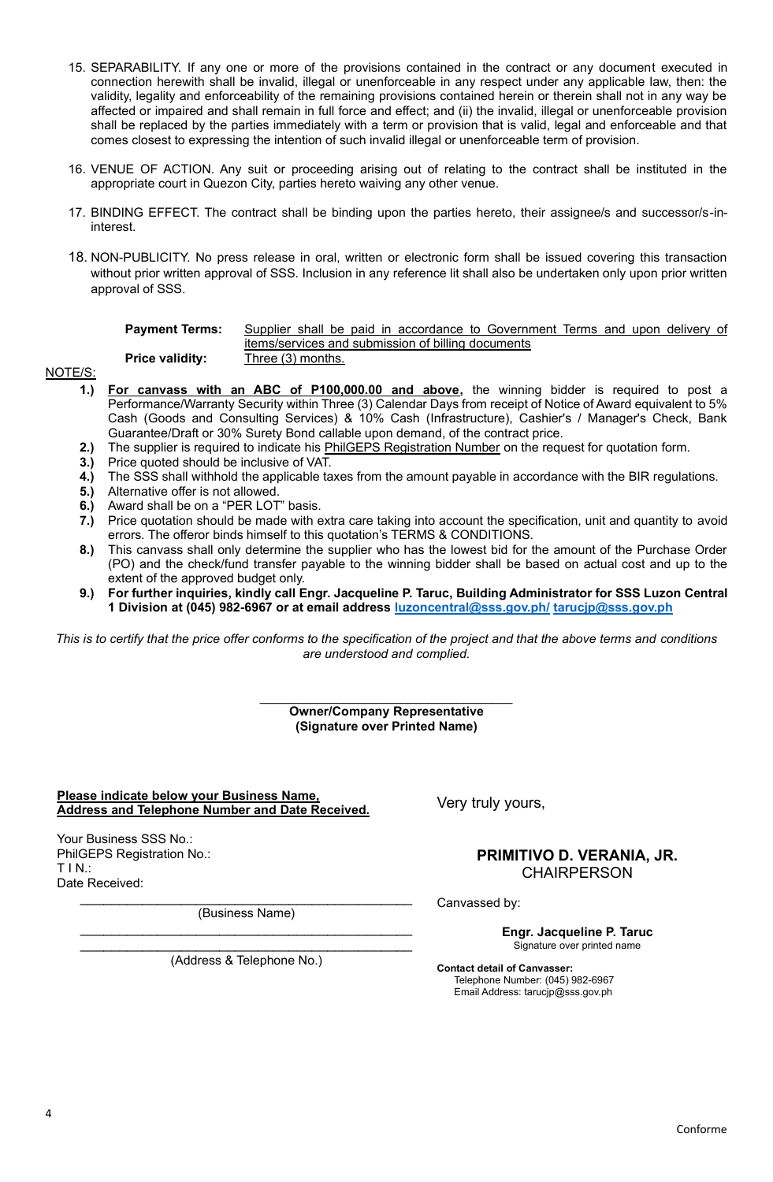15. SEPARABILITY. If any one or more of the provisions contained in the contract or any document executed in connection herewith shall be invalid, illegal or unenforceable in any respect under any applicable law, then: the validity, legality and enforceability of the remaining provisions contained herein or therein shall not in any way be affected or impaired and shall remain in full force and effect; and (ii) the invalid, illegal or unenforceable provision shall be replaced by the parties immediately with a term or provision that is valid, legal and enforceable and that comes closest to expressing the intention of such invalid illegal or unenforceable term of provision.

16. VENUE OF ACTION. Any suit or proceeding arising out of relating to the contract shall be instituted in the appropriate court in Quezon City, parties hereto waiving any other venue.

17. BINDING EFFECT. The contract shall be binding upon the parties hereto, their assignee/s and successor/s-in-interest.

18. NON-PUBLICITY. No press release in oral, written or electronic form shall be issued covering this transaction without prior written approval of SSS. Inclusion in any reference lit shall also be undertaken only upon prior written approval of SSS.

**Payment Terms:** Supplier shall be paid in accordance to Government Terms and upon delivery of items/services and submission of billing documents

**Price validity:** Three (3) months.

NOTE/S:

1.) **For canvass with an ABC of P100,000.00 and above,** the winning bidder is required to post a Performance/Warranty Security within Three (3) Calendar Days from receipt of Notice of Award equivalent to 5% Cash (Goods and Consulting Services) & 10% Cash (Infrastructure), Cashier's / Manager's Check, Bank Guarantee/Draft or 30% Surety Bond callable upon demand, of the contract price.
2.) The supplier is required to indicate his PhilGEPS Registration Number on the request for quotation form.
3.) Price quoted should be inclusive of VAT.
4.) The SSS shall withhold the applicable taxes from the amount payable in accordance with the BIR regulations.
5.) Alternative offer is not allowed.
6.) Award shall be on a "PER LOT" basis.
7.) Price quotation should be made with extra care taking into account the specification, unit and quantity to avoid errors. The offeror binds himself to this quotation's TERMS & CONDITIONS.
8.) This canvass shall only determine the supplier who has the lowest bid for the amount of the Purchase Order (PO) and the check/fund transfer payable to the winning bidder shall be based on actual cost and up to the extent of the approved budget only.
9.) **For further inquiries, kindly call Engr. Jacqueline P. Taruc, Building Administrator for SSS Luzon Central 1 Division at (045) 982-6967 or at email address luzoncentral@sss.gov.ph/ tarucjp@sss.gov.ph**

*This is to certify that the price offer conforms to the specification of the project and that the above terms and conditions are understood and complied.*

\_\_\_\_\_\_\_\_\_\_\_\_\_\_\_\_\_\_\_\_\_\_\_\_\_\_\_\_\_\_\_\_\_\_
**Owner/Company Representative**
**(Signature over Printed Name)**

**Please indicate below your Business Name, Address and Telephone Number and Date Received.**

Your Business SSS No.:
PhilGEPS Registration No.:
T I N.:
Date Received:

\_\_\_\_\_\_\_\_\_\_\_\_\_\_\_\_\_\_\_\_\_\_\_\_\_\_\_\_\_\_\_\_\_\_\_\_\_\_\_\_\_\_\_\_
(Business Name)

\_\_\_\_\_\_\_\_\_\_\_\_\_\_\_\_\_\_\_\_\_\_\_\_\_\_\_\_\_\_\_\_\_\_\_\_\_\_\_\_\_\_\_\_
\_\_\_\_\_\_\_\_\_\_\_\_\_\_\_\_\_\_\_\_\_\_\_\_\_\_\_\_\_\_\_\_\_\_\_\_\_\_\_\_\_\_\_\_
(Address & Telephone No.)

Very truly yours,

**PRIMITIVO D. VERANIA, JR.**
CHAIRPERSON

Canvassed by:

**Engr. Jacqueline P. Taruc**
Signature over printed name

**Contact detail of Canvasser:**
Telephone Number: (045) 982-6967
Email Address: tarucjp@sss.gov.ph

Conforme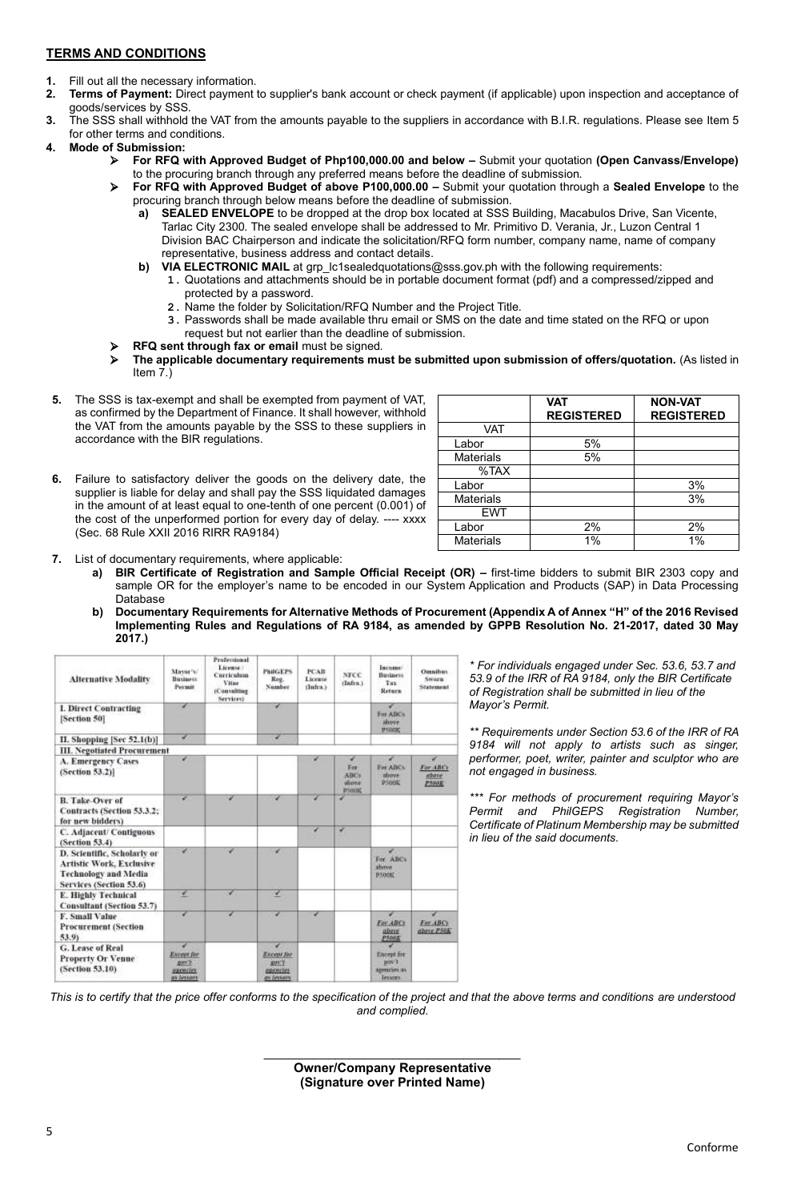## TERMS AND CONDITIONS

1. Fill out all the necessary information.
2. **Terms of Payment:** Direct payment to supplier's bank account or check payment (if applicable) upon inspection and acceptance of goods/services by SSS.
3. The SSS shall withhold the VAT from the amounts payable to the suppliers in accordance with B.I.R. regulations. Please see Item 5 for other terms and conditions.
4. **Mode of Submission:**
   - **For RFQ with Approved Budget of Php100,000.00 and below –** Submit your quotation **(Open Canvass/Envelope)** to the procuring branch through any preferred means before the deadline of submission.
   - **For RFQ with Approved Budget of above P100,000.00 –** Submit your quotation through a **Sealed Envelope** to the procuring branch through below means before the deadline of submission.
     - **a) SEALED ENVELOPE** to be dropped at the drop box located at SSS Building, Macabulos Drive, San Vicente, Tarlac City 2300. The sealed envelope shall be addressed to Mr. Primitivo D. Verania, Jr., Luzon Central 1 Division BAC Chairperson and indicate the solicitation/RFQ form number, company name, name of company representative, business address and contact details.
     - **b) VIA ELECTRONIC MAIL** at grp_lc1sealedquotations@sss.gov.ph with the following requirements:
       1. Quotations and attachments should be in portable document format (pdf) and a compressed/zipped and protected by a password.
       2. Name the folder by Solicitation/RFQ Number and the Project Title.
       3. Passwords shall be made available thru email or SMS on the date and time stated on the RFQ or upon request but not earlier than the deadline of submission.
   - **RFQ sent through fax or email** must be signed.
   - **The applicable documentary requirements must be submitted upon submission of offers/quotation.** (As listed in Item 7.)
5. The SSS is tax-exempt and shall be exempted from payment of VAT, as confirmed by the Department of Finance. It shall however, withhold the VAT from the amounts payable by the SSS to these suppliers in accordance with the BIR regulations.
6. Failure to satisfactory deliver the goods on the delivery date, the supplier is liable for delay and shall pay the SSS liquidated damages in the amount of at least equal to one-tenth of one percent (0.001) of the cost of the unperformed portion for every day of delay. ---- xxxx (Sec. 68 Rule XXII 2016 RIRR RA9184)

| | VAT REGISTERED | NON-VAT REGISTERED |
|---|---|---|
| VAT | | |
| Labor | 5% | |
| Materials | 5% | |
| %TAX | | |
| Labor | | 3% |
| Materials | | 3% |
| EWT | | |
| Labor | 2% | 2% |
| Materials | 1% | 1% |

7. List of documentary requirements, where applicable:
   - **a) BIR Certificate of Registration and Sample Official Receipt (OR) –** first-time bidders to submit BIR 2303 copy and sample OR for the employer's name to be encoded in our System Application and Products (SAP) in Data Processing Database
   - **b) Documentary Requirements for Alternative Methods of Procurement (Appendix A of Annex "H" of the 2016 Revised Implementing Rules and Regulations of RA 9184, as amended by GPPB Resolution No. 21-2017, dated 30 May 2017.)**

| Alternative Modality | Mayor's/ Business Permit | Professional License / Curriculum Vitae (Consulting Services) | PhilGEPS Reg. Number | PCAB License (Infra.) | NFCC (Infra.) | Income/ Business Tax Return | Omnibus Sworn Statement |
|---|---|---|---|---|---|---|---|
| I. Direct Contracting [Section 50] | ✓ | | ✓ | | | ✓ For ABCs above P500K | |
| II. Shopping [Sec 52.1(b)] | ✓ | | ✓ | | | | |
| III. Negotiated Procurement | | | | | | | |
| A. Emergency Cases (Section 53.2)] | ✓ | | | ✓ | ✓ For ABCs above P500K | ✓ For ABCs above P500K | ✓ For ABCs above P500K |
| B. Take-Over of Contracts (Section 53.3.2; for new bidders) | ✓ | ✓ | ✓ | ✓ | ✓ | | |
| C. Adjacent/ Contiguous (Section 53.4) | | | | ✓ | ✓ | | |
| D. Scientific, Scholarly or Artistic Work, Exclusive Technology and Media Services (Section 53.6) | ✓ | ✓ | ✓ | | | ✓ For ABCs above P500K | |
| E. Highly Technical Consultant (Section 53.7) | ✓ | ✓ | ✓ | | | | |
| F. Small Value Procurement (Section 53.9) | ✓ | ✓ | ✓ | ✓ | | ✓ For ABCs above P500K | ✓ For ABCs above P50K |
| G. Lease of Real Property Or Venue (Section 53.10) | ✓ Except for gov't agencies as lessors | | ✓ Except for gov't agencies as lessors | | | ✓ Except for gov't agencies as lessors | |

*\* For individuals engaged under Sec. 53.6, 53.7 and 53.9 of the IRR of RA 9184, only the BIR Certificate of Registration shall be submitted in lieu of the Mayor's Permit.*

*\*\* Requirements under Section 53.6 of the IRR of RA 9184 will not apply to artists such as singer, performer, poet, writer, painter and sculptor who are not engaged in business.*

*\*\*\* For methods of procurement requiring Mayor's Permit and PhilGEPS Registration Number, Certificate of Platinum Membership may be submitted in lieu of the said documents.*

*This is to certify that the price offer conforms to the specification of the project and that the above terms and conditions are understood and complied.*

\_\_\_\_\_\_\_\_\_\_\_\_\_\_\_\_\_\_\_\_\_\_\_\_\_\_\_\_\_\_\_\_\_\_\_\_

**Owner/Company Representative**
**(Signature over Printed Name)**

Conforme